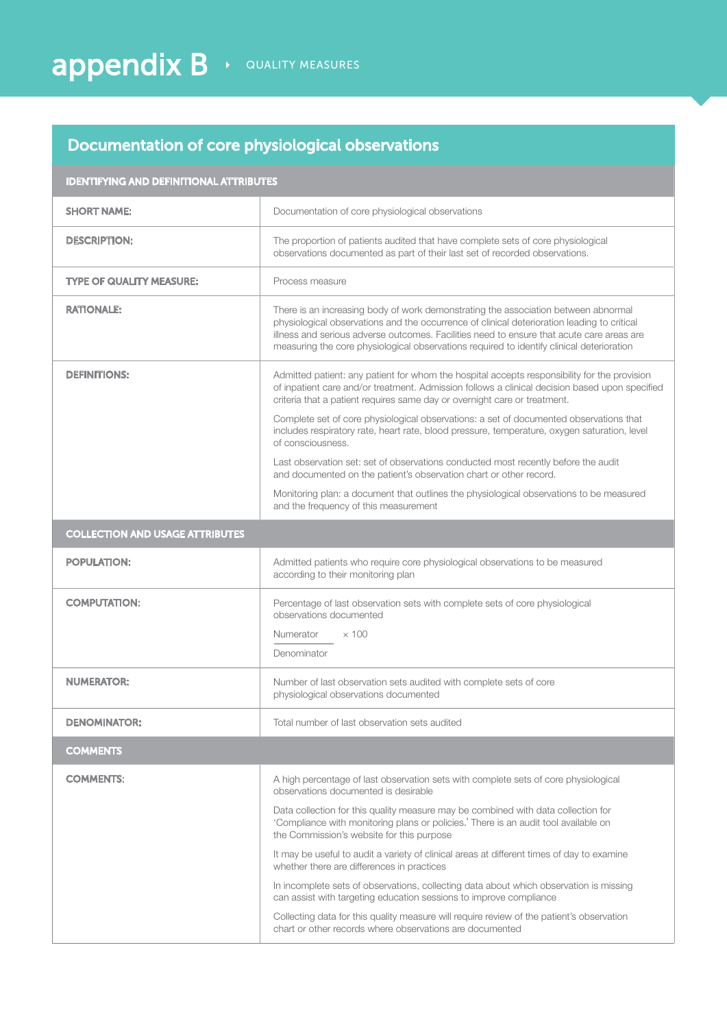# appendix B › QUALITY MEASURES

## Documentation of core physiological observations

| IDENTIFYING AND DEFINITIONAL ATTRIBUTES | |
|---|---|
| **SHORT NAME:** | Documentation of core physiological observations |
| **DESCRIPTION:** | The proportion of patients audited that have complete sets of core physiological observations documented as part of their last set of recorded observations. |
| **TYPE OF QUALITY MEASURE:** | Process measure |
| **RATIONALE:** | There is an increasing body of work demonstrating the association between abnormal physiological observations and the occurrence of clinical deterioration leading to critical illness and serious adverse outcomes. Facilities need to ensure that acute care areas are measuring the core physiological observations required to identify clinical deterioration |
| **DEFINITIONS:** | Admitted patient: any patient for whom the hospital accepts responsibility for the provision of inpatient care and/or treatment. Admission follows a clinical decision based upon specified criteria that a patient requires same day or overnight care or treatment.<br><br>Complete set of core physiological observations: a set of documented observations that includes respiratory rate, heart rate, blood pressure, temperature, oxygen saturation, level of consciousness.<br><br>Last observation set: set of observations conducted most recently before the audit and documented on the patient's observation chart or other record.<br><br>Monitoring plan: a document that outlines the physiological observations to be measured and the frequency of this measurement |
| **COLLECTION AND USAGE ATTRIBUTES** | |
| **POPULATION:** | Admitted patients who require core physiological observations to be measured according to their monitoring plan |
| **COMPUTATION:** | Percentage of last observation sets with complete sets of core physiological observations documented<br><br>$\frac{\text{Numerator}}{\text{Denominator}} \times 100$ |
| **NUMERATOR:** | Number of last observation sets audited with complete sets of core physiological observations documented |
| **DENOMINATOR:** | Total number of last observation sets audited |
| **COMMENTS** | |
| **COMMENTS:** | A high percentage of last observation sets with complete sets of core physiological observations documented is desirable<br><br>Data collection for this quality measure may be combined with data collection for 'Compliance with monitoring plans or policies.' There is an audit tool available on the Commission's website for this purpose<br><br>It may be useful to audit a variety of clinical areas at different times of day to examine whether there are differences in practices<br><br>In incomplete sets of observations, collecting data about which observation is missing can assist with targeting education sessions to improve compliance<br><br>Collecting data for this quality measure will require review of the patient's observation chart or other records where observations are documented |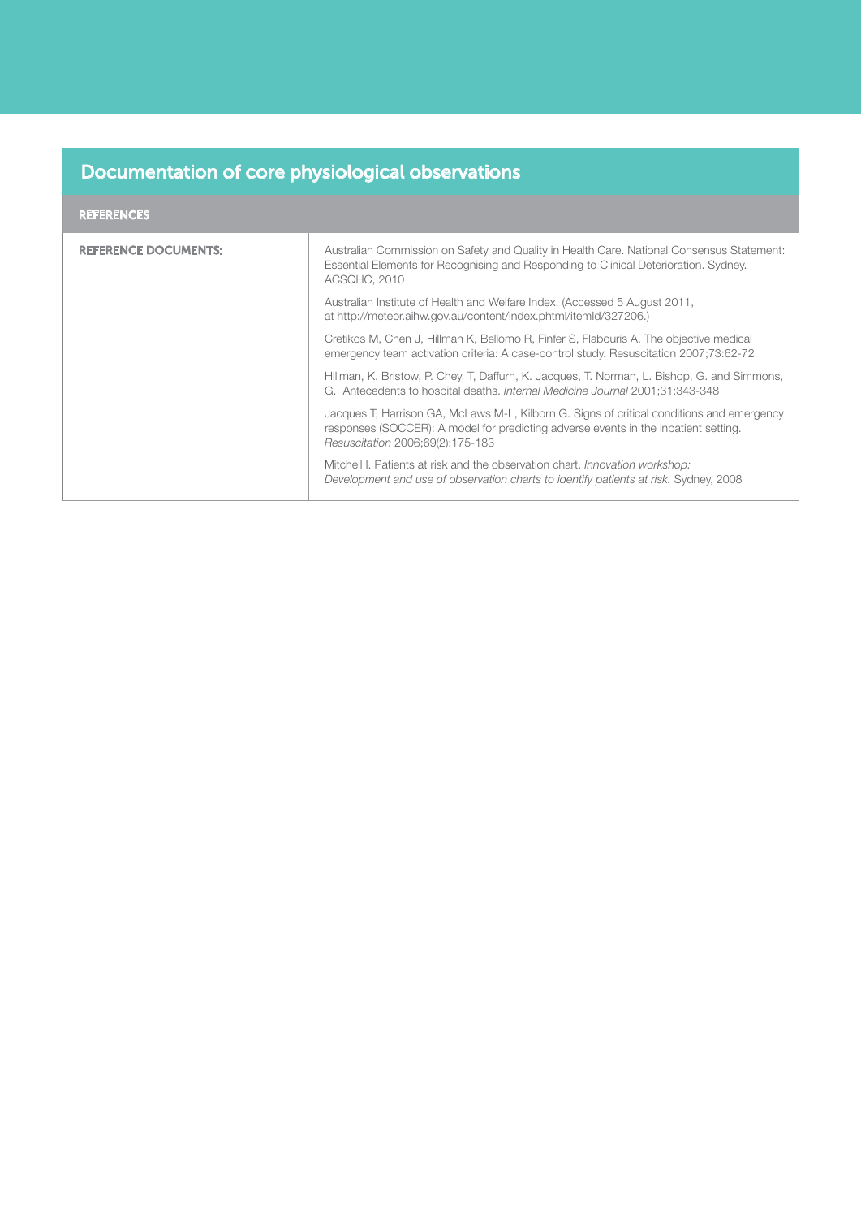## Documentation of core physiological observations

| REFERENCES | |
|---|---|
| **REFERENCE DOCUMENTS:** | Australian Commission on Safety and Quality in Health Care. National Consensus Statement: Essential Elements for Recognising and Responding to Clinical Deterioration. Sydney. ACSQHC, 2010<br><br>Australian Institute of Health and Welfare Index. (Accessed 5 August 2011, at http://meteor.aihw.gov.au/content/index.phtml/itemId/327206.)<br><br>Cretikos M, Chen J, Hillman K, Bellomo R, Finfer S, Flabouris A. The objective medical emergency team activation criteria: A case-control study. Resuscitation 2007;73:62-72<br><br>Hillman, K. Bristow, P. Chey, T, Daffurn, K. Jacques, T. Norman, L. Bishop, G. and Simmons, G. Antecedents to hospital deaths. *Internal Medicine Journal* 2001;31:343-348<br><br>Jacques T, Harrison GA, McLaws M-L, Kilborn G. Signs of critical conditions and emergency responses (SOCCER): A model for predicting adverse events in the inpatient setting. *Resuscitation* 2006;69(2):175-183<br><br>Mitchell I. Patients at risk and the observation chart. *Innovation workshop: Development and use of observation charts to identify patients at risk.* Sydney, 2008 |